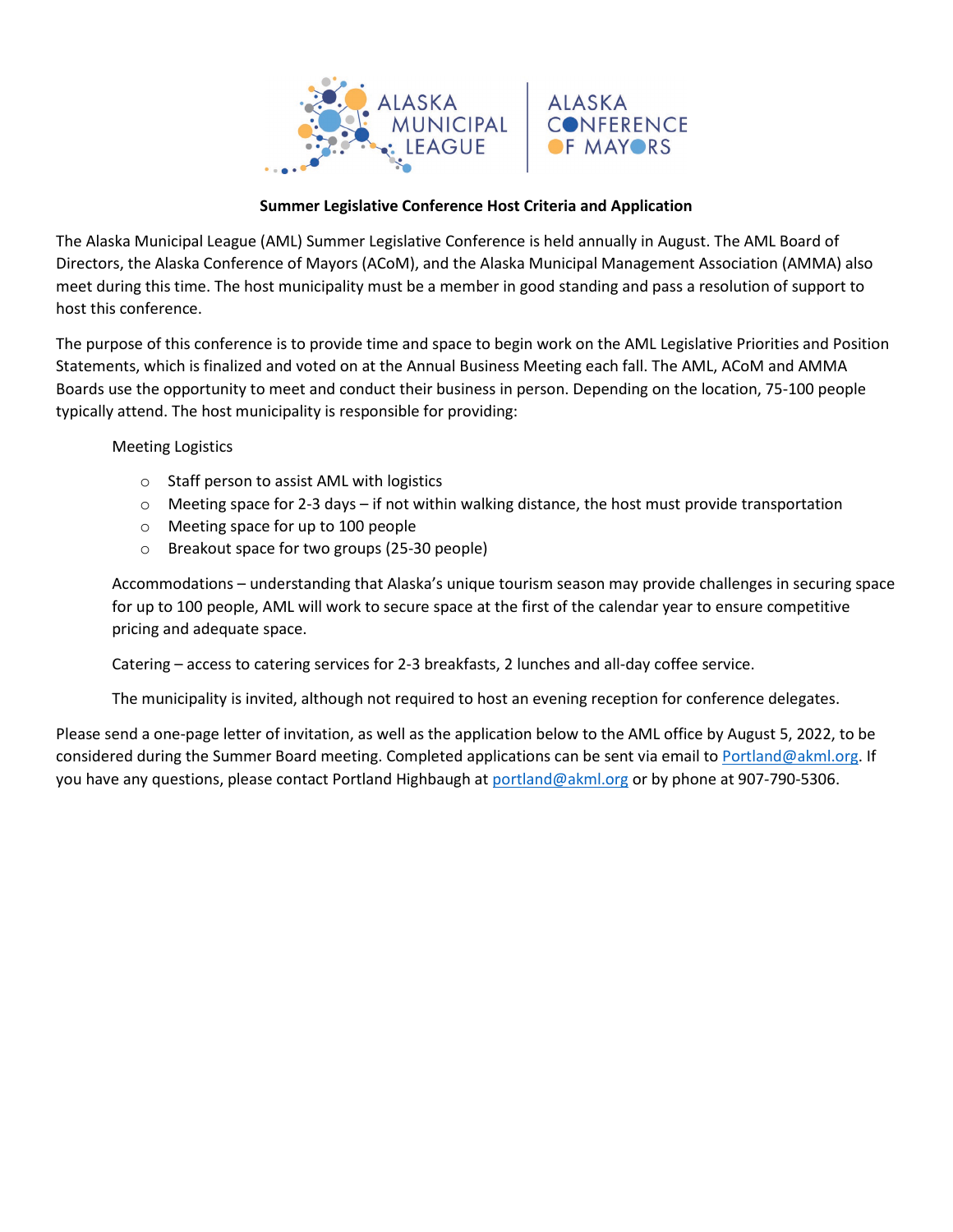ALASKA MUNICIPAL LEAGUE | ALASKA CONFERENCE OF MAYORS

**Summer Legislative Conference Host Criteria and Application**

The Alaska Municipal League (AML) Summer Legislative Conference is held annually in August. The AML Board of Directors, the Alaska Conference of Mayors (ACoM), and the Alaska Municipal Management Association (AMMA) also meet during this time. The host municipality must be a member in good standing and pass a resolution of support to host this conference.

The purpose of this conference is to provide time and space to begin work on the AML Legislative Priorities and Position Statements, which is finalized and voted on at the Annual Business Meeting each fall. The AML, ACoM and AMMA Boards use the opportunity to meet and conduct their business in person. Depending on the location, 75-100 people typically attend. The host municipality is responsible for providing:

Meeting Logistics

- Staff person to assist AML with logistics
- Meeting space for 2-3 days – if not within walking distance, the host must provide transportation
- Meeting space for up to 100 people
- Breakout space for two groups (25-30 people)

Accommodations – understanding that Alaska's unique tourism season may provide challenges in securing space for up to 100 people, AML will work to secure space at the first of the calendar year to ensure competitive pricing and adequate space.

Catering – access to catering services for 2-3 breakfasts, 2 lunches and all-day coffee service.

The municipality is invited, although not required to host an evening reception for conference delegates.

Please send a one-page letter of invitation, as well as the application below to the AML office by August 5, 2022, to be considered during the Summer Board meeting. Completed applications can be sent via email to Portland@akml.org. If you have any questions, please contact Portland Highbaugh at portland@akml.org or by phone at 907-790-5306.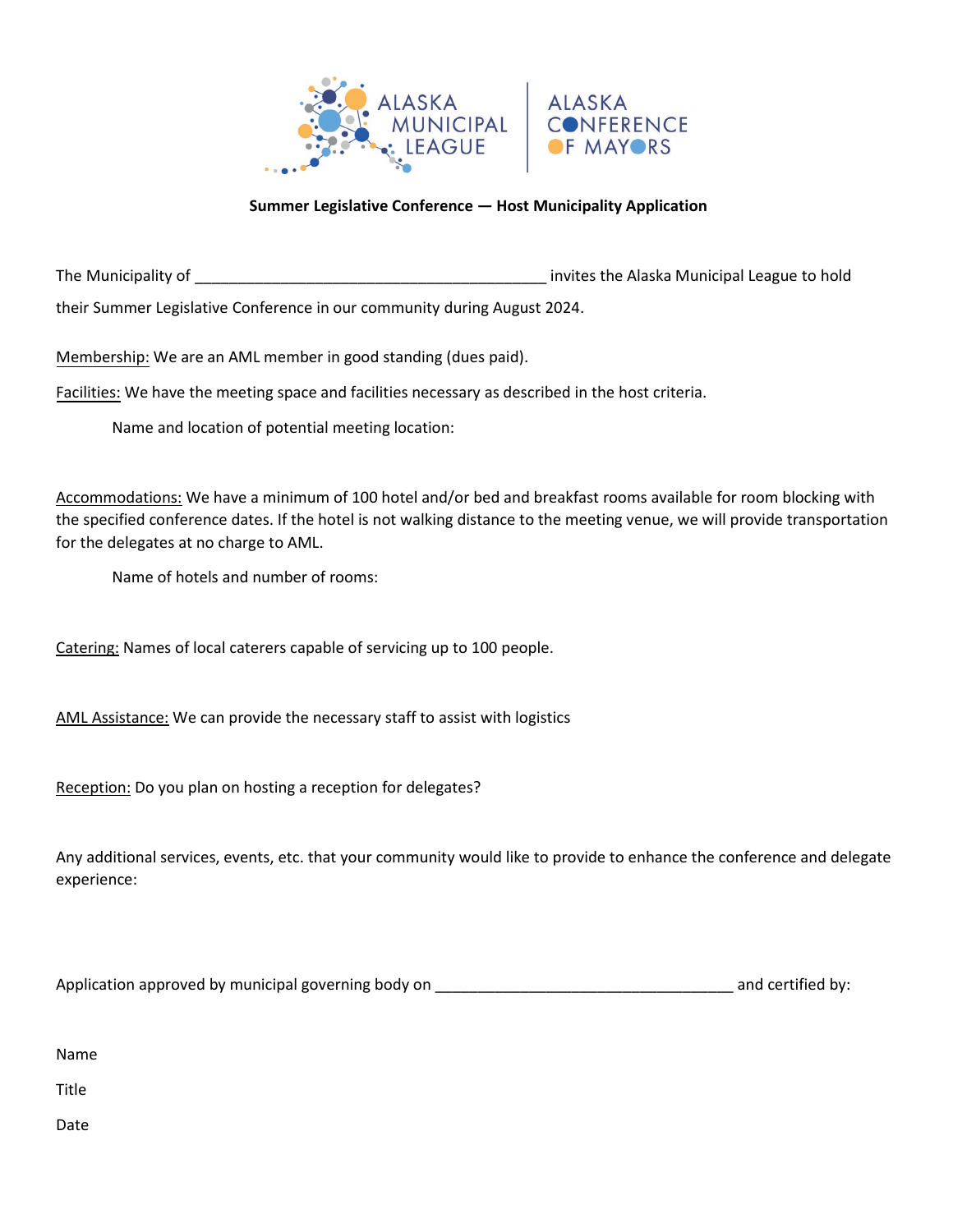ALASKA MUNICIPAL LEAGUE | ALASKA CONFERENCE OF MAYORS

**Summer Legislative Conference — Host Municipality Application**

The Municipality of ________________________________________ invites the Alaska Municipal League to hold their Summer Legislative Conference in our community during August 2024.

Membership: We are an AML member in good standing (dues paid).

Facilities: We have the meeting space and facilities necessary as described in the host criteria.

Name and location of potential meeting location:

Accommodations: We have a minimum of 100 hotel and/or bed and breakfast rooms available for room blocking with the specified conference dates. If the hotel is not walking distance to the meeting venue, we will provide transportation for the delegates at no charge to AML.

Name of hotels and number of rooms:

Catering: Names of local caterers capable of servicing up to 100 people.

AML Assistance: We can provide the necessary staff to assist with logistics

Reception: Do you plan on hosting a reception for delegates?

Any additional services, events, etc. that your community would like to provide to enhance the conference and delegate experience:

Application approved by municipal governing body on __________________________________ and certified by:

Name

Title

Date